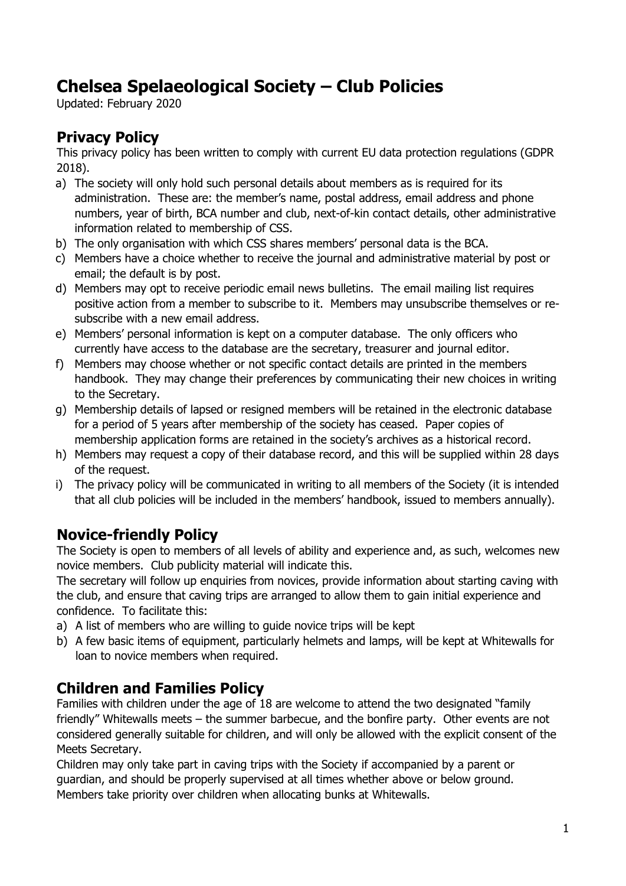# Chelsea Spelaeological Society – Club Policies

Updated: February 2020

## Privacy Policy

This privacy policy has been written to comply with current EU data protection regulations (GDPR 2018).

a) The society will only hold such personal details about members as is required for its administration. These are: the member's name, postal address, email address and phone numbers, year of birth, BCA number and club, next-of-kin contact details, other administrative information related to membership of CSS.
b) The only organisation with which CSS shares members' personal data is the BCA.
c) Members have a choice whether to receive the journal and administrative material by post or email; the default is by post.
d) Members may opt to receive periodic email news bulletins. The email mailing list requires positive action from a member to subscribe to it. Members may unsubscribe themselves or re-subscribe with a new email address.
e) Members' personal information is kept on a computer database. The only officers who currently have access to the database are the secretary, treasurer and journal editor.
f) Members may choose whether or not specific contact details are printed in the members handbook. They may change their preferences by communicating their new choices in writing to the Secretary.
g) Membership details of lapsed or resigned members will be retained in the electronic database for a period of 5 years after membership of the society has ceased. Paper copies of membership application forms are retained in the society's archives as a historical record.
h) Members may request a copy of their database record, and this will be supplied within 28 days of the request.
i) The privacy policy will be communicated in writing to all members of the Society (it is intended that all club policies will be included in the members' handbook, issued to members annually).

## Novice-friendly Policy

The Society is open to members of all levels of ability and experience and, as such, welcomes new novice members. Club publicity material will indicate this.

The secretary will follow up enquiries from novices, provide information about starting caving with the club, and ensure that caving trips are arranged to allow them to gain initial experience and confidence. To facilitate this:

a) A list of members who are willing to guide novice trips will be kept
b) A few basic items of equipment, particularly helmets and lamps, will be kept at Whitewalls for loan to novice members when required.

## Children and Families Policy

Families with children under the age of 18 are welcome to attend the two designated "family friendly" Whitewalls meets – the summer barbecue, and the bonfire party. Other events are not considered generally suitable for children, and will only be allowed with the explicit consent of the Meets Secretary.

Children may only take part in caving trips with the Society if accompanied by a parent or guardian, and should be properly supervised at all times whether above or below ground. Members take priority over children when allocating bunks at Whitewalls.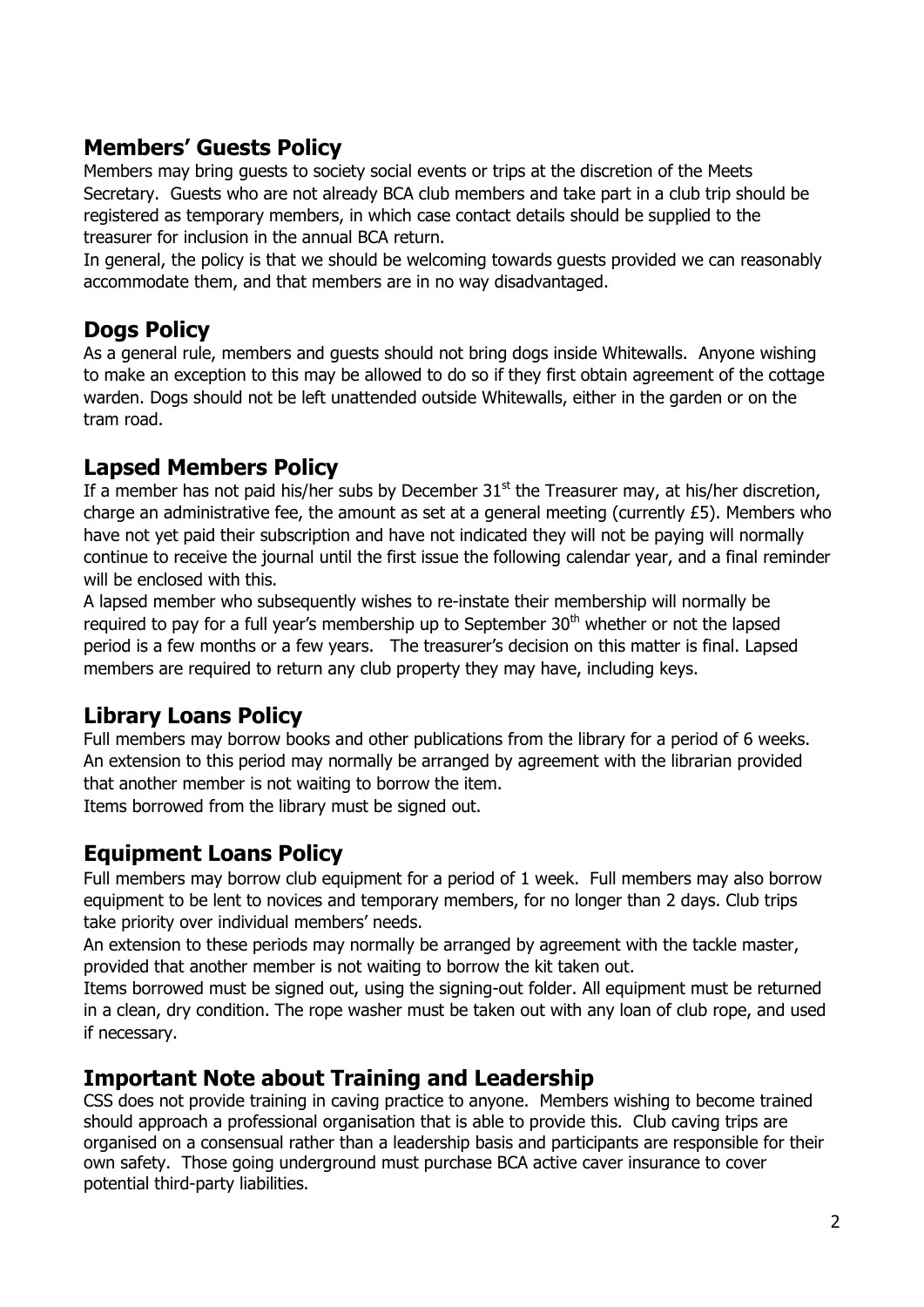## Members' Guests Policy

Members may bring guests to society social events or trips at the discretion of the Meets Secretary. Guests who are not already BCA club members and take part in a club trip should be registered as temporary members, in which case contact details should be supplied to the treasurer for inclusion in the annual BCA return.
In general, the policy is that we should be welcoming towards guests provided we can reasonably accommodate them, and that members are in no way disadvantaged.

## Dogs Policy

As a general rule, members and guests should not bring dogs inside Whitewalls. Anyone wishing to make an exception to this may be allowed to do so if they first obtain agreement of the cottage warden. Dogs should not be left unattended outside Whitewalls, either in the garden or on the tram road.

## Lapsed Members Policy

If a member has not paid his/her subs by December 31st the Treasurer may, at his/her discretion, charge an administrative fee, the amount as set at a general meeting (currently £5). Members who have not yet paid their subscription and have not indicated they will not be paying will normally continue to receive the journal until the first issue the following calendar year, and a final reminder will be enclosed with this.
A lapsed member who subsequently wishes to re-instate their membership will normally be required to pay for a full year's membership up to September 30th whether or not the lapsed period is a few months or a few years. The treasurer's decision on this matter is final. Lapsed members are required to return any club property they may have, including keys.

## Library Loans Policy

Full members may borrow books and other publications from the library for a period of 6 weeks. An extension to this period may normally be arranged by agreement with the librarian provided that another member is not waiting to borrow the item.
Items borrowed from the library must be signed out.

## Equipment Loans Policy

Full members may borrow club equipment for a period of 1 week. Full members may also borrow equipment to be lent to novices and temporary members, for no longer than 2 days. Club trips take priority over individual members' needs.
An extension to these periods may normally be arranged by agreement with the tackle master, provided that another member is not waiting to borrow the kit taken out.
Items borrowed must be signed out, using the signing-out folder. All equipment must be returned in a clean, dry condition. The rope washer must be taken out with any loan of club rope, and used if necessary.

## Important Note about Training and Leadership

CSS does not provide training in caving practice to anyone. Members wishing to become trained should approach a professional organisation that is able to provide this. Club caving trips are organised on a consensual rather than a leadership basis and participants are responsible for their own safety. Those going underground must purchase BCA active caver insurance to cover potential third-party liabilities.